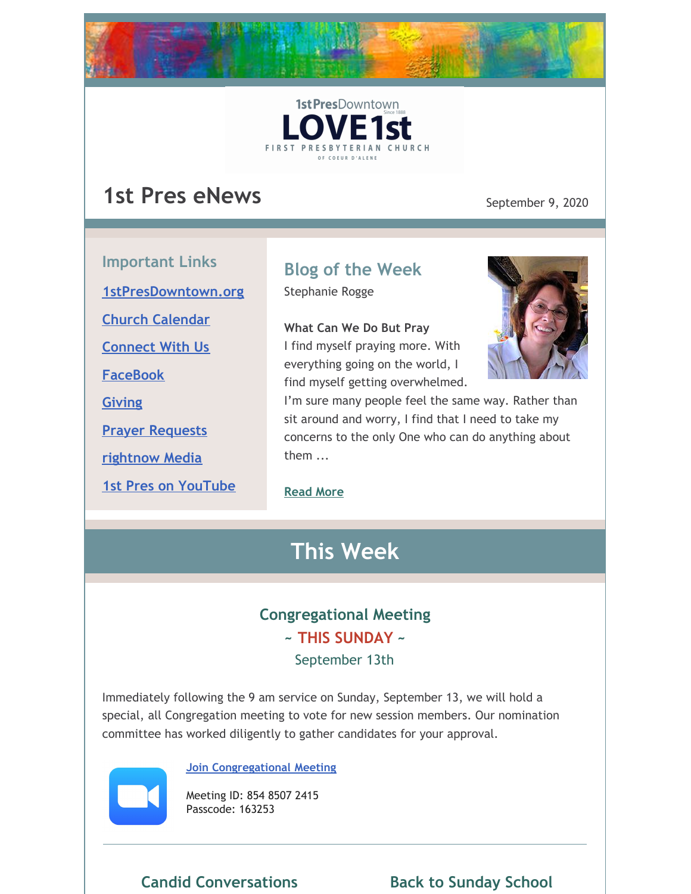1stPresDowntown
Since 1888
LOVE1st
FIRST PRESBYTERIAN CHURCH
OF COEUR D'ALENE

# 1st Pres eNews

September 9, 2020

## Important Links

1stPresDowntown.org

Church Calendar

Connect With Us

FaceBook

Giving

Prayer Requests

rightnow Media

1st Pres on YouTube

## Blog of the Week

Stephanie Rogge

**What Can We Do But Pray**
I find myself praying more. With everything going on the world, I find myself getting overwhelmed. I'm sure many people feel the same way. Rather than sit around and worry, I find that I need to take my concerns to the only One who can do anything about them ...

Read More

# This Week

## Congregational Meeting
### ~ THIS SUNDAY ~
### September 13th

Immediately following the 9 am service on Sunday, September 13, we will hold a special, all Congregation meeting to vote for new session members. Our nomination committee has worked diligently to gather candidates for your approval.

Join Congregational Meeting

Meeting ID: 854 8507 2415
Passcode: 163253

---

## Candid Conversations

## Back to Sunday School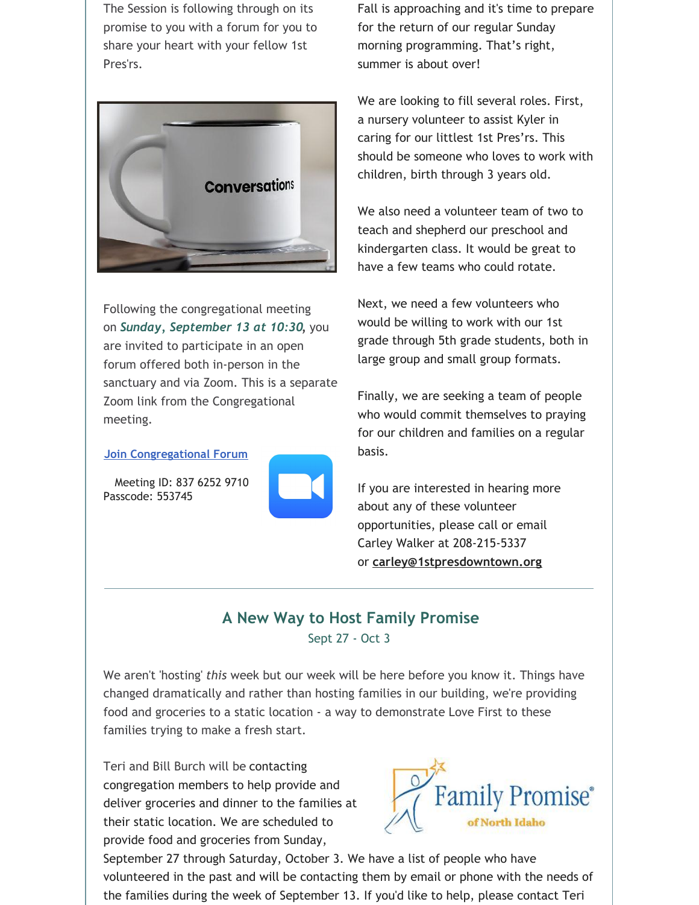The Session is following through on its promise to you with a forum for you to share your heart with your fellow 1st Pres'rs.

Following the congregational meeting on ***Sunday, September 13 at 10:30,*** you are invited to participate in an open forum offered both in-person in the sanctuary and via Zoom. This is a separate Zoom link from the Congregational meeting.

[Join Congregational Forum]

Meeting ID: 837 6252 9710
Passcode: 553745

Fall is approaching and it's time to prepare for the return of our regular Sunday morning programming. That's right, summer is about over!

We are looking to fill several roles. First, a nursery volunteer to assist Kyler in caring for our littlest 1st Pres'rs. This should be someone who loves to work with children, birth through 3 years old.

We also need a volunteer team of two to teach and shepherd our preschool and kindergarten class. It would be great to have a few teams who could rotate.

Next, we need a few volunteers who would be willing to work with our 1st grade through 5th grade students, both in large group and small group formats.

Finally, we are seeking a team of people who would commit themselves to praying for our children and families on a regular basis.

If you are interested in hearing more about any of these volunteer opportunities, please call or email Carley Walker at 208-215-5337 or **carley@1stpresdowntown.org**

---

## A New Way to Host Family Promise

Sept 27 - Oct 3

We aren't 'hosting' *this* week but our week will be here before you know it. Things have changed dramatically and rather than hosting families in our building, we're providing food and groceries to a static location - a way to demonstrate Love First to these families trying to make a fresh start.

Teri and Bill Burch will be contacting congregation members to help provide and deliver groceries and dinner to the families at their static location. We are scheduled to provide food and groceries from Sunday, September 27 through Saturday, October 3. We have a list of people who have volunteered in the past and will be contacting them by email or phone with the needs of the families during the week of September 13. If you'd like to help, please contact Teri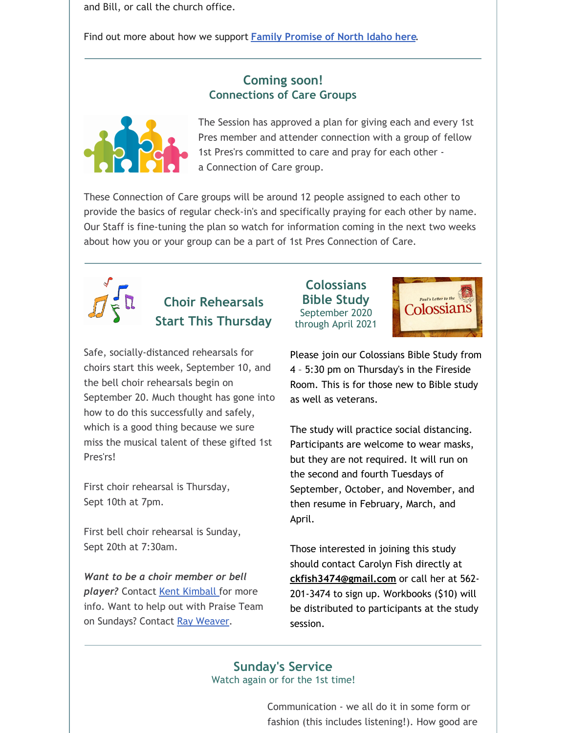and Bill, or call the church office.

Find out more about how we support [Family Promise of North Idaho here](#).

## Coming soon!
## Connections of Care Groups

The Session has approved a plan for giving each and every 1st Pres member and attender connection with a group of fellow 1st Pres'rs committed to care and pray for each other - a Connection of Care group.

These Connection of Care groups will be around 12 people assigned to each other to provide the basics of regular check-in's and specifically praying for each other by name. Our Staff is fine-tuning the plan so watch for information coming in the next two weeks about how you or your group can be a part of 1st Pres Connection of Care.

## Choir Rehearsals Start This Thursday

Safe, socially-distanced rehearsals for choirs start this week, September 10, and the bell choir rehearsals begin on September 20. Much thought has gone into how to do this successfully and safely, which is a good thing because we sure miss the musical talent of these gifted 1st Pres'rs!

First choir rehearsal is Thursday, Sept 10th at 7pm.

First bell choir rehearsal is Sunday, Sept 20th at 7:30am.

***Want to be a choir member or bell player?*** Contact [Kent Kimball](#) for more info. Want to help out with Praise Team on Sundays? Contact [Ray Weaver](#).

## Colossians Bible Study
September 2020 through April 2021

Please join our Colossians Bible Study from 4 – 5:30 pm on Thursday's in the Fireside Room. This is for those new to Bible study as well as veterans.

The study will practice social distancing. Participants are welcome to wear masks, but they are not required. It will run on the second and fourth Tuesdays of September, October, and November, and then resume in February, March, and April.

Those interested in joining this study should contact Carolyn Fish directly at **ckfish3474@gmail.com** or call her at 562-201-3474 to sign up. Workbooks ($10) will be distributed to participants at the study session.

## Sunday's Service
Watch again or for the 1st time!

Communication - we all do it in some form or fashion (this includes listening!). How good are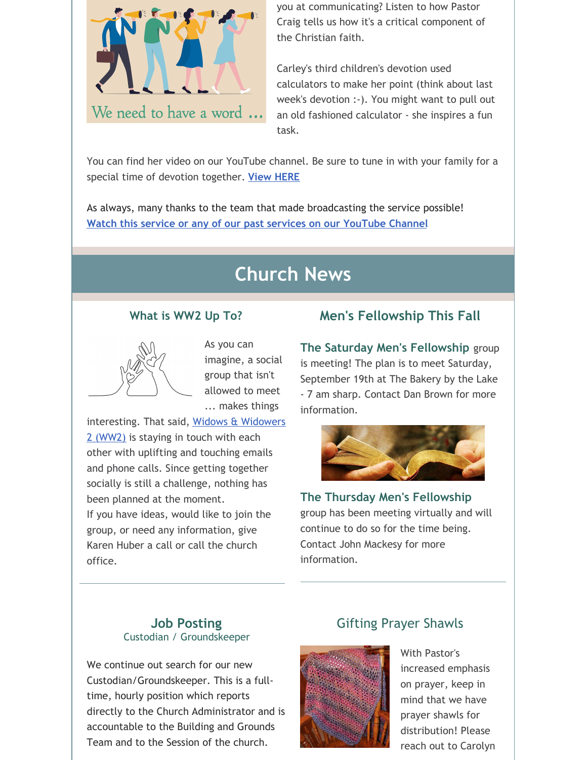you at communicating? Listen to how Pastor Craig tells us how it's a critical component of the Christian faith.

Carley's third children's devotion used calculators to make her point (think about last week's devotion :-). You might want to pull out an old fashioned calculator - she inspires a fun task.

You can find her video on our YouTube channel. Be sure to tune in with your family for a special time of devotion together. [View HERE]

As always, many thanks to the team that made broadcasting the service possible!
[Watch this service or any of our past services on our YouTube Channel]

# Church News

### What is WW2 Up To?

As you can imagine, a social group that isn't allowed to meet ... makes things interesting. That said, [Widows & Widowers 2 (WW2)] is staying in touch with each other with uplifting and touching emails and phone calls. Since getting together socially is still a challenge, nothing has been planned at the moment.
If you have ideas, would like to join the group, or need any information, give Karen Huber a call or call the church office.

### Men's Fellowship This Fall

**The Saturday Men's Fellowship** group is meeting! The plan is to meet Saturday, September 19th at The Bakery by the Lake - 7 am sharp. Contact Dan Brown for more information.

**The Thursday Men's Fellowship** group has been meeting virtually and will continue to do so for the time being. Contact John Mackesy for more information.

### Job Posting
Custodian / Groundskeeper

We continue out search for our new Custodian/Groundskeeper. This is a full-time, hourly position which reports directly to the Church Administrator and is accountable to the Building and Grounds Team and to the Session of the church.

### Gifting Prayer Shawls

With Pastor's increased emphasis on prayer, keep in mind that we have prayer shawls for distribution! Please reach out to Carolyn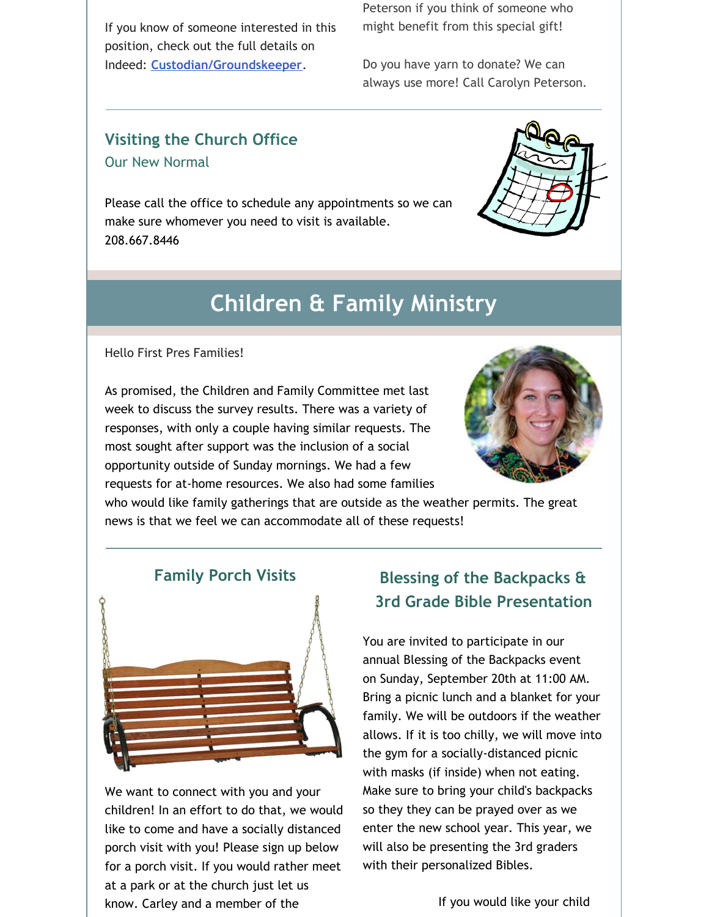If you know of someone interested in this position, check out the full details on Indeed: **Custodian/Groundskeeper**.

Peterson if you think of someone who might benefit from this special gift!

Do you have yarn to donate? We can always use more! Call Carolyn Peterson.

### Visiting the Church Office

Our New Normal

Please call the office to schedule any appointments so we can make sure whomever you need to visit is available. 208.667.8446

## Children & Family Ministry

Hello First Pres Families!

As promised, the Children and Family Committee met last week to discuss the survey results. There was a variety of responses, with only a couple having similar requests. The most sought after support was the inclusion of a social opportunity outside of Sunday mornings. We had a few requests for at-home resources. We also had some families who would like family gatherings that are outside as the weather permits. The great news is that we feel we can accommodate all of these requests!

### Family Porch Visits

We want to connect with you and your children! In an effort to do that, we would like to come and have a socially distanced porch visit with you! Please sign up below for a porch visit. If you would rather meet at a park or at the church just let us know. Carley and a member of the

### Blessing of the Backpacks & 3rd Grade Bible Presentation

You are invited to participate in our annual Blessing of the Backpacks event on Sunday, September 20th at 11:00 AM. Bring a picnic lunch and a blanket for your family. We will be outdoors if the weather allows. If it is too chilly, we will move into the gym for a socially-distanced picnic with masks (if inside) when not eating. Make sure to bring your child's backpacks so they they can be prayed over as we enter the new school year. This year, we will also be presenting the 3rd graders with their personalized Bibles.

If you would like your child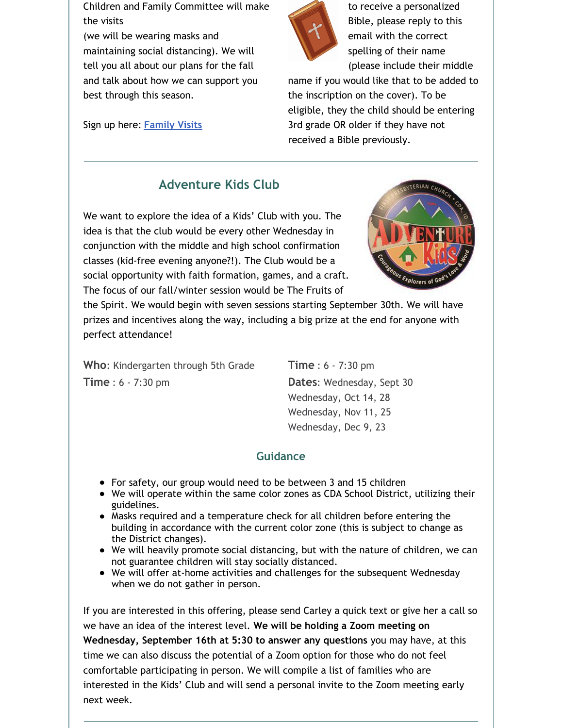Children and Family Committee will make the visits
(we will be wearing masks and maintaining social distancing). We will tell you all about our plans for the fall and talk about how we can support you best through this season.

Sign up here: [Family Visits]

to receive a personalized Bible, please reply to this email with the correct spelling of their name (please include their middle name if you would like that to be added to the inscription on the cover). To be eligible, they the child should be entering 3rd grade OR older if they have not received a Bible previously.

---

## Adventure Kids Club

We want to explore the idea of a Kids' Club with you. The idea is that the club would be every other Wednesday in conjunction with the middle and high school confirmation classes (kid-free evening anyone?!). The Club would be a social opportunity with faith formation, games, and a craft. The focus of our fall/winter session would be The Fruits of the Spirit. We would begin with seven sessions starting September 30th. We will have prizes and incentives along the way, including a big prize at the end for anyone with perfect attendance!

**Who**: Kindergarten through 5th Grade
**Time** : 6 - 7:30 pm

**Time** : 6 - 7:30 pm
**Dates**: Wednesday, Sept 30
Wednesday, Oct 14, 28
Wednesday, Nov 11, 25
Wednesday, Dec 9, 23

### Guidance

- For safety, our group would need to be between 3 and 15 children
- We will operate within the same color zones as CDA School District, utilizing their guidelines.
- Masks required and a temperature check for all children before entering the building in accordance with the current color zone (this is subject to change as the District changes).
- We will heavily promote social distancing, but with the nature of children, we can not guarantee children will stay socially distanced.
- We will offer at-home activities and challenges for the subsequent Wednesday when we do not gather in person.

If you are interested in this offering, please send Carley a quick text or give her a call so we have an idea of the interest level. **We will be holding a Zoom meeting on Wednesday, September 16th at 5:30 to answer any questions** you may have, at this time we can also discuss the potential of a Zoom option for those who do not feel comfortable participating in person. We will compile a list of families who are interested in the Kids' Club and will send a personal invite to the Zoom meeting early next week.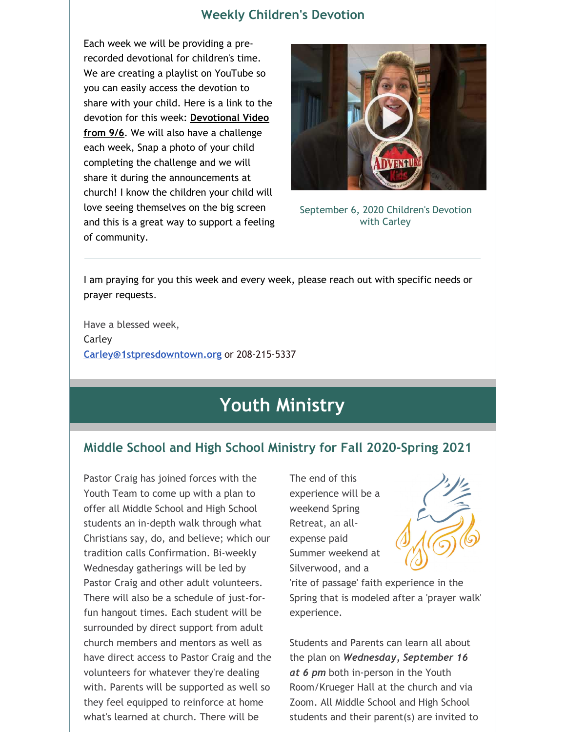## Weekly Children's Devotion

Each week we will be providing a pre-recorded devotional for children's time. We are creating a playlist on YouTube so you can easily access the devotion to share with your child. Here is a link to the devotion for this week: **Devotional Video from 9/6**. We will also have a challenge each week, Snap a photo of your child completing the challenge and we will share it during the announcements at church! I know the children your child will love seeing themselves on the big screen and this is a great way to support a feeling of community.

September 6, 2020 Children's Devotion with Carley

---

I am praying for you this week and every week, please reach out with specific needs or prayer requests.

Have a blessed week,
Carley
Carley@1stpresdowntown.org or 208-215-5337

# Youth Ministry

## Middle School and High School Ministry for Fall 2020-Spring 2021

Pastor Craig has joined forces with the Youth Team to come up with a plan to offer all Middle School and High School students an in-depth walk through what Christians say, do, and believe; which our tradition calls Confirmation. Bi-weekly Wednesday gatherings will be led by Pastor Craig and other adult volunteers. There will also be a schedule of just-for-fun hangout times. Each student will be surrounded by direct support from adult church members and mentors as well as have direct access to Pastor Craig and the volunteers for whatever they're dealing with. Parents will be supported as well so they feel equipped to reinforce at home what's learned at church. There will be

The end of this experience will be a weekend Spring Retreat, an all-expense paid Summer weekend at Silverwood, and a 'rite of passage' faith experience in the Spring that is modeled after a 'prayer walk' experience.

Students and Parents can learn all about the plan on ***Wednesday, September 16 at 6 pm*** both in-person in the Youth Room/Krueger Hall at the church and via Zoom. All Middle School and High School students and their parent(s) are invited to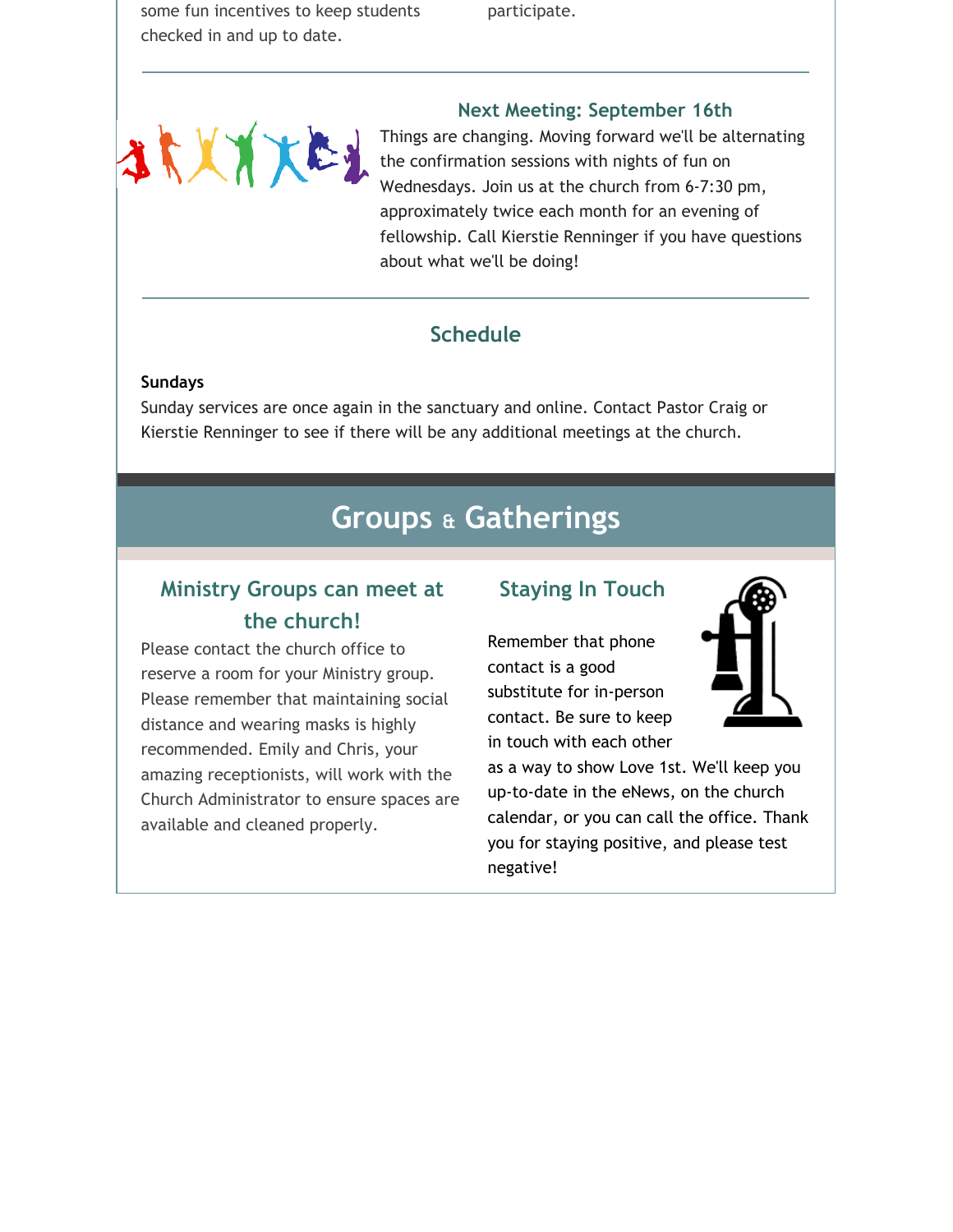some fun incentives to keep students checked in and up to date.

participate.

### Next Meeting: September 16th

Things are changing. Moving forward we'll be alternating the confirmation sessions with nights of fun on Wednesdays. Join us at the church from 6-7:30 pm, approximately twice each month for an evening of fellowship. Call Kierstie Renninger if you have questions about what we'll be doing!

### Schedule

**Sundays**

Sunday services are once again in the sanctuary and online. Contact Pastor Craig or Kierstie Renninger to see if there will be any additional meetings at the church.

## Groups & Gatherings

### Ministry Groups can meet at the church!

Please contact the church office to reserve a room for your Ministry group. Please remember that maintaining social distance and wearing masks is highly recommended. Emily and Chris, your amazing receptionists, will work with the Church Administrator to ensure spaces are available and cleaned properly.

### Staying In Touch

Remember that phone contact is a good substitute for in-person contact. Be sure to keep in touch with each other as a way to show Love 1st. We'll keep you up-to-date in the eNews, on the church calendar, or you can call the office. Thank you for staying positive, and please test negative!